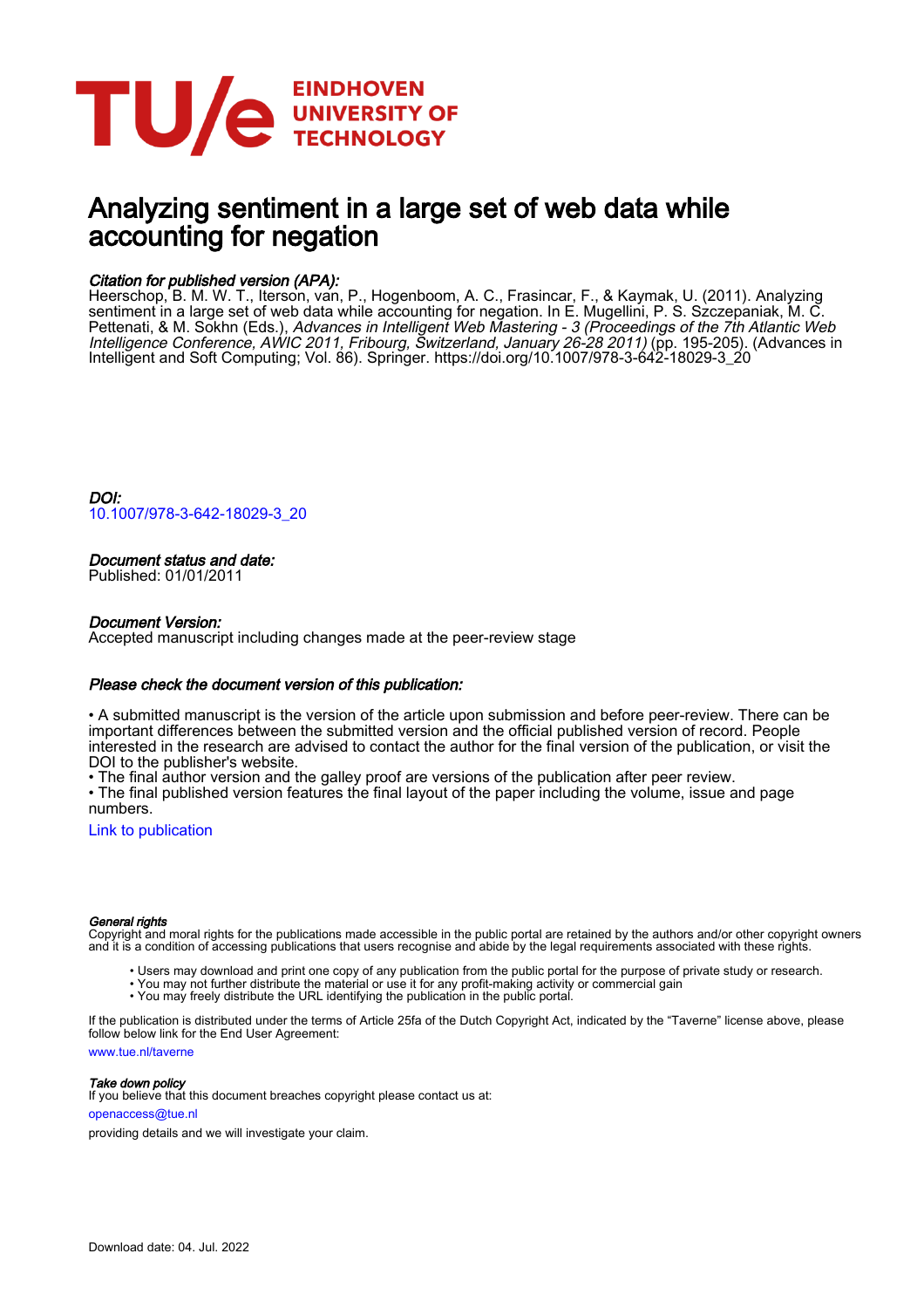# Analyzing sentiment in a large set of web data while accounting for negation

### *Citation for published version (APA):*

Heerschop, B. M. W. T., Iterson, van, P., Hogenboom, A. C., Frasincar, F., & Kaymak, U. (2011). Analyzing sentiment in a large set of web data while accounting for negation. In E. Mugellini, P. S. Szczepaniak, M. C. Pettenati, & M. Sokhn (Eds.), *Advances in Intelligent Web Mastering - 3 (Proceedings of the 7th Atlantic Web Intelligence Conference, AWIC 2011, Fribourg, Switzerland, January 26-28 2011)* (pp. 195-205). (Advances in Intelligent and Soft Computing; Vol. 86). Springer. https://doi.org/10.1007/978-3-642-18029-3_20

### *DOI:*

10.1007/978-3-642-18029-3_20

### *Document status and date:*

Published: 01/01/2011

### *Document Version:*

Accepted manuscript including changes made at the peer-review stage

### *Please check the document version of this publication:*

• A submitted manuscript is the version of the article upon submission and before peer-review. There can be important differences between the submitted version and the official published version of record. People interested in the research are advised to contact the author for the final version of the publication, or visit the DOI to the publisher's website.
• The final author version and the galley proof are versions of the publication after peer review.
• The final published version features the final layout of the paper including the volume, issue and page numbers.

Link to publication

#### *General rights*

Copyright and moral rights for the publications made accessible in the public portal are retained by the authors and/or other copyright owners and it is a condition of accessing publications that users recognise and abide by the legal requirements associated with these rights.

- Users may download and print one copy of any publication from the public portal for the purpose of private study or research.
- You may not further distribute the material or use it for any profit-making activity or commercial gain
- You may freely distribute the URL identifying the publication in the public portal.

If the publication is distributed under the terms of Article 25fa of the Dutch Copyright Act, indicated by the "Taverne" license above, please follow below link for the End User Agreement:

www.tue.nl/taverne

#### *Take down policy*

If you believe that this document breaches copyright please contact us at:

openaccess@tue.nl

providing details and we will investigate your claim.

Download date: 04. Jul. 2022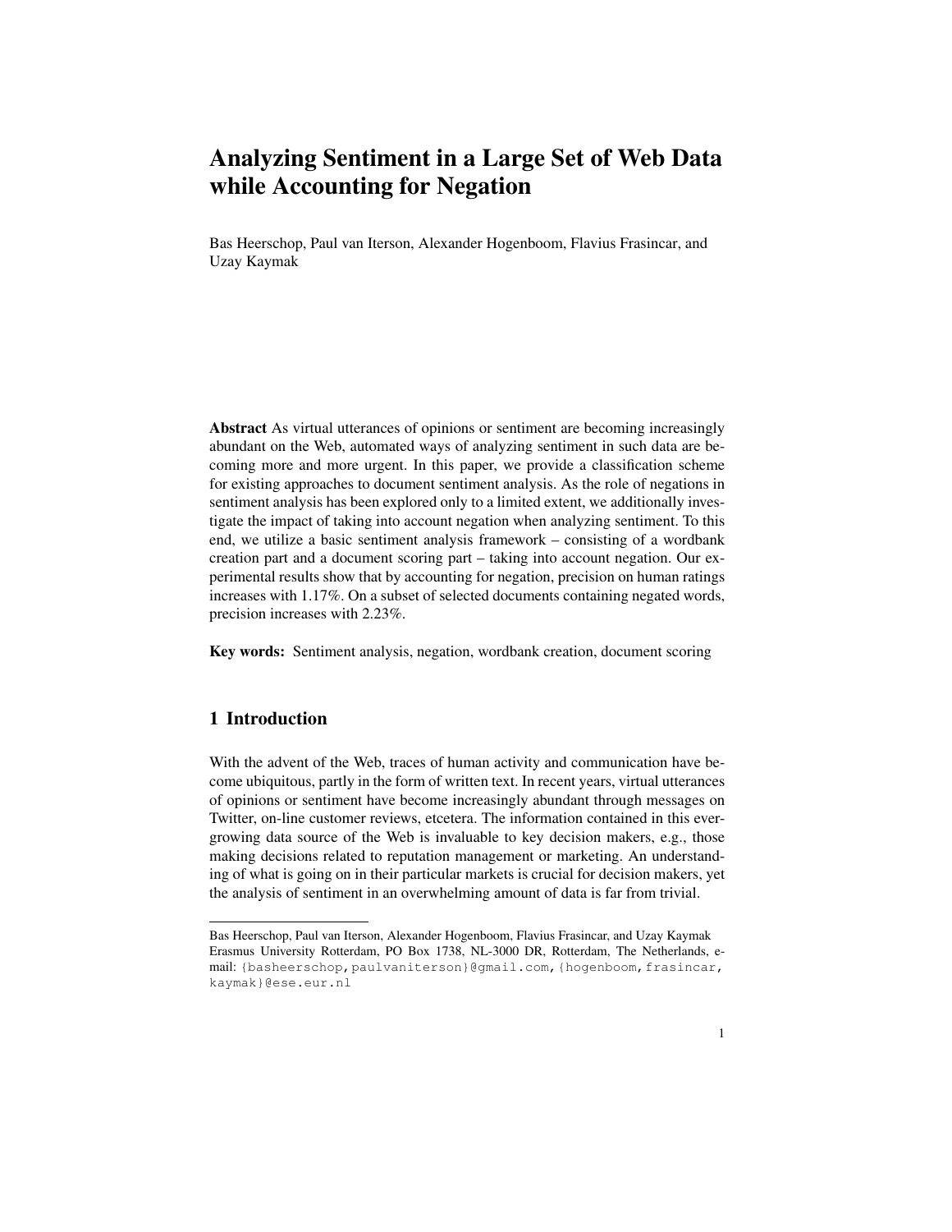# Analyzing Sentiment in a Large Set of Web Data while Accounting for Negation

Bas Heerschop, Paul van Iterson, Alexander Hogenboom, Flavius Frasincar, and Uzay Kaymak

**Abstract** As virtual utterances of opinions or sentiment are becoming increasingly abundant on the Web, automated ways of analyzing sentiment in such data are becoming more and more urgent. In this paper, we provide a classification scheme for existing approaches to document sentiment analysis. As the role of negations in sentiment analysis has been explored only to a limited extent, we additionally investigate the impact of taking into account negation when analyzing sentiment. To this end, we utilize a basic sentiment analysis framework – consisting of a wordbank creation part and a document scoring part – taking into account negation. Our experimental results show that by accounting for negation, precision on human ratings increases with 1.17%. On a subset of selected documents containing negated words, precision increases with 2.23%.

**Key words:** Sentiment analysis, negation, wordbank creation, document scoring

## 1 Introduction

With the advent of the Web, traces of human activity and communication have become ubiquitous, partly in the form of written text. In recent years, virtual utterances of opinions or sentiment have become increasingly abundant through messages on Twitter, on-line customer reviews, etcetera. The information contained in this ever-growing data source of the Web is invaluable to key decision makers, e.g., those making decisions related to reputation management or marketing. An understanding of what is going on in their particular markets is crucial for decision makers, yet the analysis of sentiment in an overwhelming amount of data is far from trivial.

---

Bas Heerschop, Paul van Iterson, Alexander Hogenboom, Flavius Frasincar, and Uzay Kaymak
Erasmus University Rotterdam, PO Box 1738, NL-3000 DR, Rotterdam, The Netherlands, e-mail: {basheerschop,paulvaniterson}@gmail.com,{hogenboom,frasincar,kaymak}@ese.eur.nl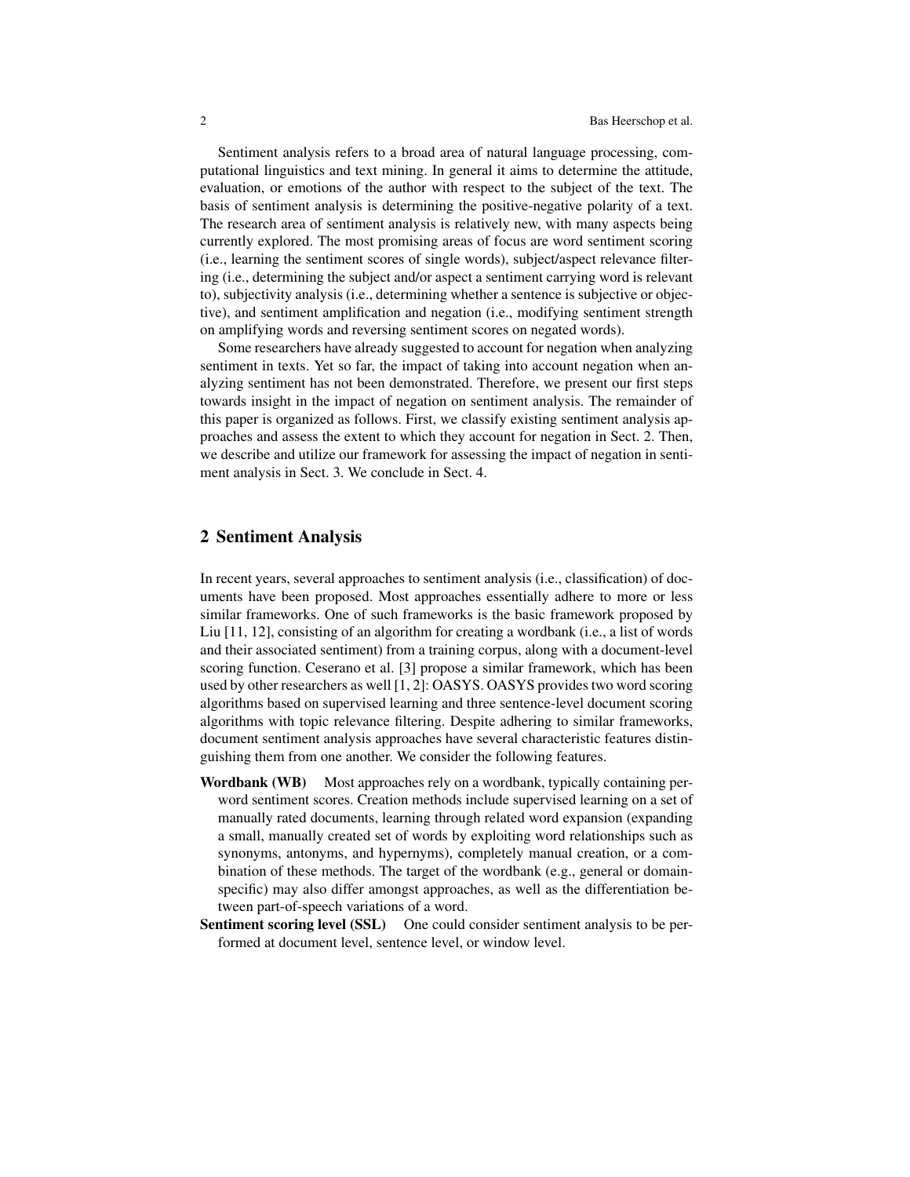Sentiment analysis refers to a broad area of natural language processing, computational linguistics and text mining. In general it aims to determine the attitude, evaluation, or emotions of the author with respect to the subject of the text. The basis of sentiment analysis is determining the positive-negative polarity of a text. The research area of sentiment analysis is relatively new, with many aspects being currently explored. The most promising areas of focus are word sentiment scoring (i.e., learning the sentiment scores of single words), subject/aspect relevance filtering (i.e., determining the subject and/or aspect a sentiment carrying word is relevant to), subjectivity analysis (i.e., determining whether a sentence is subjective or objective), and sentiment amplification and negation (i.e., modifying sentiment strength on amplifying words and reversing sentiment scores on negated words).

Some researchers have already suggested to account for negation when analyzing sentiment in texts. Yet so far, the impact of taking into account negation when analyzing sentiment has not been demonstrated. Therefore, we present our first steps towards insight in the impact of negation on sentiment analysis. The remainder of this paper is organized as follows. First, we classify existing sentiment analysis approaches and assess the extent to which they account for negation in Sect. 2. Then, we describe and utilize our framework for assessing the impact of negation in sentiment analysis in Sect. 3. We conclude in Sect. 4.

## 2 Sentiment Analysis

In recent years, several approaches to sentiment analysis (i.e., classification) of documents have been proposed. Most approaches essentially adhere to more or less similar frameworks. One of such frameworks is the basic framework proposed by Liu [11, 12], consisting of an algorithm for creating a wordbank (i.e., a list of words and their associated sentiment) from a training corpus, along with a document-level scoring function. Ceserano et al. [3] propose a similar framework, which has been used by other researchers as well [1, 2]: OASYS. OASYS provides two word scoring algorithms based on supervised learning and three sentence-level document scoring algorithms with topic relevance filtering. Despite adhering to similar frameworks, document sentiment analysis approaches have several characteristic features distinguishing them from one another. We consider the following features.

**Wordbank (WB)** Most approaches rely on a wordbank, typically containing per-word sentiment scores. Creation methods include supervised learning on a set of manually rated documents, learning through related word expansion (expanding a small, manually created set of words by exploiting word relationships such as synonyms, antonyms, and hypernyms), completely manual creation, or a combination of these methods. The target of the wordbank (e.g., general or domain-specific) may also differ amongst approaches, as well as the differentiation between part-of-speech variations of a word.

**Sentiment scoring level (SSL)** One could consider sentiment analysis to be performed at document level, sentence level, or window level.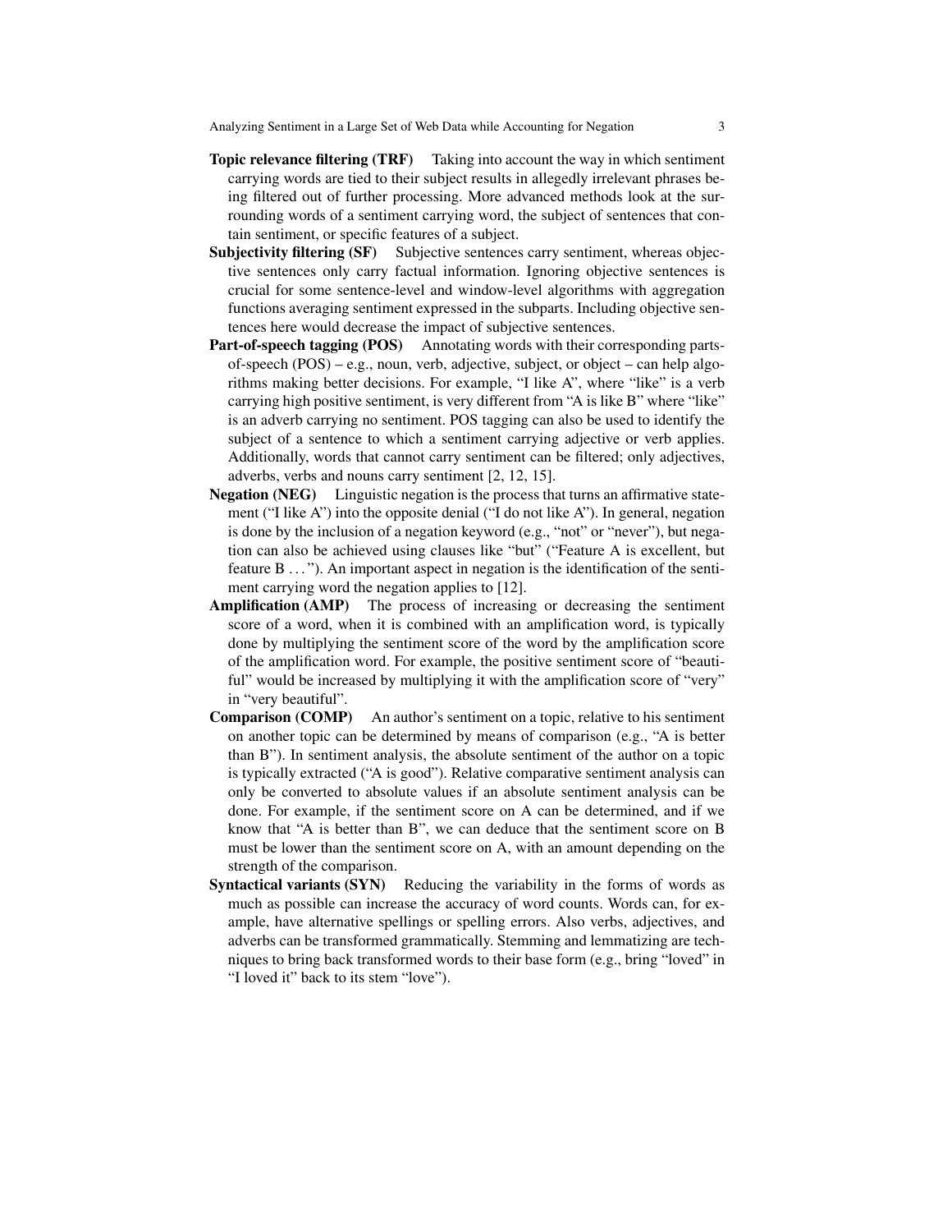**Topic relevance filtering (TRF)** Taking into account the way in which sentiment carrying words are tied to their subject results in allegedly irrelevant phrases being filtered out of further processing. More advanced methods look at the surrounding words of a sentiment carrying word, the subject of sentences that contain sentiment, or specific features of a subject.

**Subjectivity filtering (SF)** Subjective sentences carry sentiment, whereas objective sentences only carry factual information. Ignoring objective sentences is crucial for some sentence-level and window-level algorithms with aggregation functions averaging sentiment expressed in the subparts. Including objective sentences here would decrease the impact of subjective sentences.

**Part-of-speech tagging (POS)** Annotating words with their corresponding parts-of-speech (POS) – e.g., noun, verb, adjective, subject, or object – can help algorithms making better decisions. For example, "I like A", where "like" is a verb carrying high positive sentiment, is very different from "A is like B" where "like" is an adverb carrying no sentiment. POS tagging can also be used to identify the subject of a sentence to which a sentiment carrying adjective or verb applies. Additionally, words that cannot carry sentiment can be filtered; only adjectives, adverbs, verbs and nouns carry sentiment [2, 12, 15].

**Negation (NEG)** Linguistic negation is the process that turns an affirmative statement ("I like A") into the opposite denial ("I do not like A"). In general, negation is done by the inclusion of a negation keyword (e.g., "not" or "never"), but negation can also be achieved using clauses like "but" ("Feature A is excellent, but feature B ..."). An important aspect in negation is the identification of the sentiment carrying word the negation applies to [12].

**Amplification (AMP)** The process of increasing or decreasing the sentiment score of a word, when it is combined with an amplification word, is typically done by multiplying the sentiment score of the word by the amplification score of the amplification word. For example, the positive sentiment score of "beautiful" would be increased by multiplying it with the amplification score of "very" in "very beautiful".

**Comparison (COMP)** An author's sentiment on a topic, relative to his sentiment on another topic can be determined by means of comparison (e.g., "A is better than B"). In sentiment analysis, the absolute sentiment of the author on a topic is typically extracted ("A is good"). Relative comparative sentiment analysis can only be converted to absolute values if an absolute sentiment analysis can be done. For example, if the sentiment score on A can be determined, and if we know that "A is better than B", we can deduce that the sentiment score on B must be lower than the sentiment score on A, with an amount depending on the strength of the comparison.

**Syntactical variants (SYN)** Reducing the variability in the forms of words as much as possible can increase the accuracy of word counts. Words can, for example, have alternative spellings or spelling errors. Also verbs, adjectives, and adverbs can be transformed grammatically. Stemming and lemmatizing are techniques to bring back transformed words to their base form (e.g., bring "loved" in "I loved it" back to its stem "love").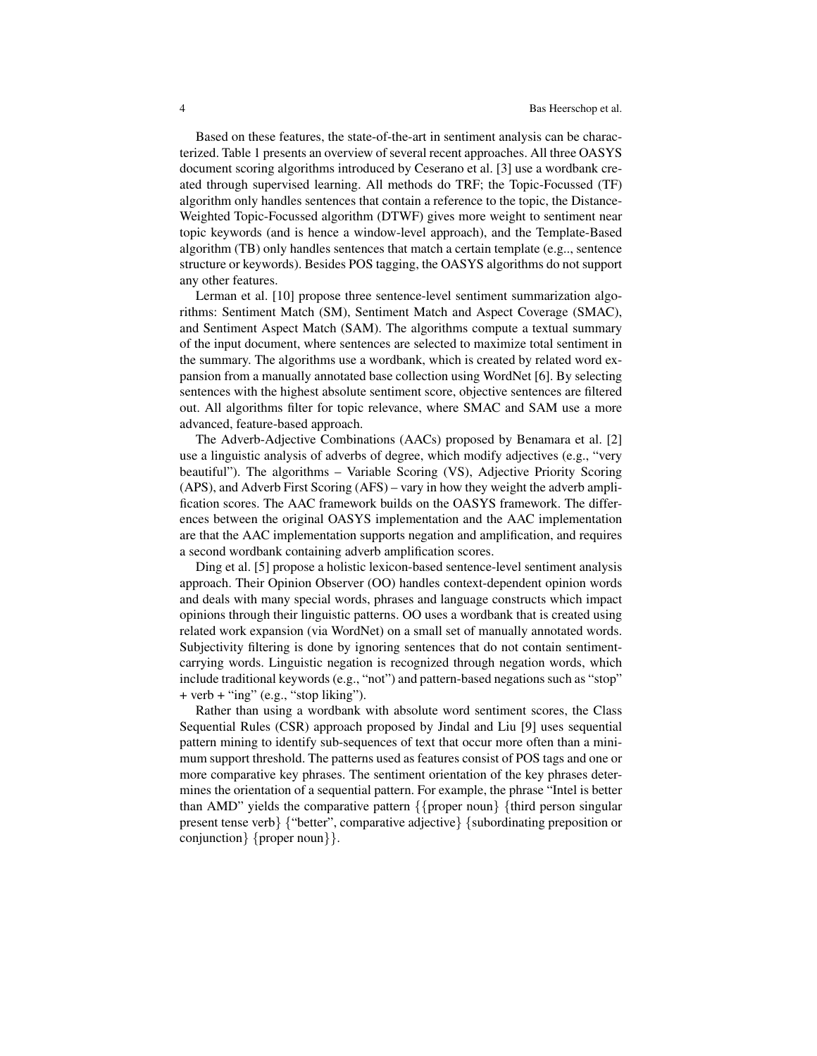Based on these features, the state-of-the-art in sentiment analysis can be characterized. Table 1 presents an overview of several recent approaches. All three OASYS document scoring algorithms introduced by Ceserano et al. [3] use a wordbank created through supervised learning. All methods do TRF; the Topic-Focussed (TF) algorithm only handles sentences that contain a reference to the topic, the Distance-Weighted Topic-Focussed algorithm (DTWF) gives more weight to sentiment near topic keywords (and is hence a window-level approach), and the Template-Based algorithm (TB) only handles sentences that match a certain template (e.g.., sentence structure or keywords). Besides POS tagging, the OASYS algorithms do not support any other features.

Lerman et al. [10] propose three sentence-level sentiment summarization algorithms: Sentiment Match (SM), Sentiment Match and Aspect Coverage (SMAC), and Sentiment Aspect Match (SAM). The algorithms compute a textual summary of the input document, where sentences are selected to maximize total sentiment in the summary. The algorithms use a wordbank, which is created by related word expansion from a manually annotated base collection using WordNet [6]. By selecting sentences with the highest absolute sentiment score, objective sentences are filtered out. All algorithms filter for topic relevance, where SMAC and SAM use a more advanced, feature-based approach.

The Adverb-Adjective Combinations (AACs) proposed by Benamara et al. [2] use a linguistic analysis of adverbs of degree, which modify adjectives (e.g., "very beautiful"). The algorithms – Variable Scoring (VS), Adjective Priority Scoring (APS), and Adverb First Scoring (AFS) – vary in how they weight the adverb amplification scores. The AAC framework builds on the OASYS framework. The differences between the original OASYS implementation and the AAC implementation are that the AAC implementation supports negation and amplification, and requires a second wordbank containing adverb amplification scores.

Ding et al. [5] propose a holistic lexicon-based sentence-level sentiment analysis approach. Their Opinion Observer (OO) handles context-dependent opinion words and deals with many special words, phrases and language constructs which impact opinions through their linguistic patterns. OO uses a wordbank that is created using related work expansion (via WordNet) on a small set of manually annotated words. Subjectivity filtering is done by ignoring sentences that do not contain sentiment-carrying words. Linguistic negation is recognized through negation words, which include traditional keywords (e.g., "not") and pattern-based negations such as "stop" + verb + "ing" (e.g., "stop liking").

Rather than using a wordbank with absolute word sentiment scores, the Class Sequential Rules (CSR) approach proposed by Jindal and Liu [9] uses sequential pattern mining to identify sub-sequences of text that occur more often than a minimum support threshold. The patterns used as features consist of POS tags and one or more comparative key phrases. The sentiment orientation of the key phrases determines the orientation of a sequential pattern. For example, the phrase "Intel is better than AMD" yields the comparative pattern {{proper noun} {third person singular present tense verb} {"better", comparative adjective} {subordinating preposition or conjunction} {proper noun}}.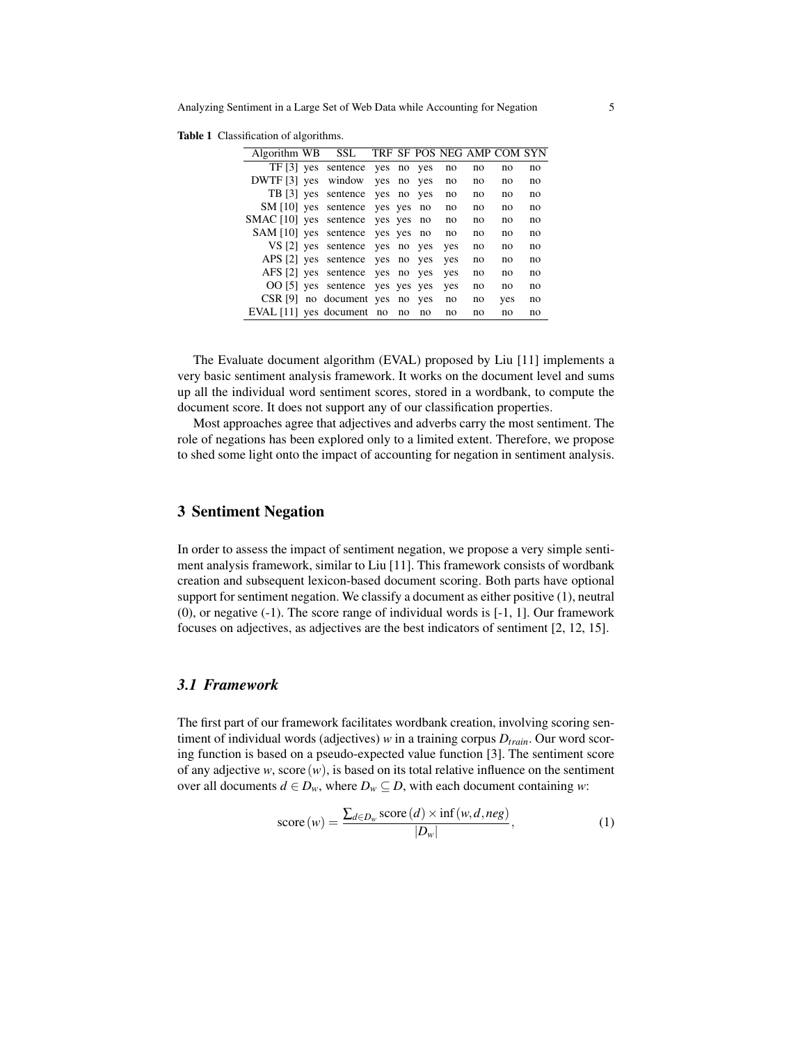Table 1 Classification of algorithms.

| Algorithm | WB | SSL | TRF | SF | POS | NEG | AMP | COM | SYN |
|---|---|---|---|---|---|---|---|---|---|
| TF [3] | yes | sentence | yes | no | yes | no | no | no | no |
| DWTF [3] | yes | window | yes | no | yes | no | no | no | no |
| TB [3] | yes | sentence | yes | no | yes | no | no | no | no |
| SM [10] | yes | sentence | yes | yes | no | no | no | no | no |
| SMAC [10] | yes | sentence | yes | yes | no | no | no | no | no |
| SAM [10] | yes | sentence | yes | yes | no | no | no | no | no |
| VS [2] | yes | sentence | yes | no | yes | yes | no | no | no |
| APS [2] | yes | sentence | yes | no | yes | yes | no | no | no |
| AFS [2] | yes | sentence | yes | no | yes | yes | no | no | no |
| OO [5] | yes | sentence | yes | yes | yes | yes | no | no | no |
| CSR [9] | no | document | yes | no | yes | no | no | yes | no |
| EVAL [11] | yes | document | no | no | no | no | no | no | no |

The Evaluate document algorithm (EVAL) proposed by Liu [11] implements a very basic sentiment analysis framework. It works on the document level and sums up all the individual word sentiment scores, stored in a wordbank, to compute the document score. It does not support any of our classification properties.

Most approaches agree that adjectives and adverbs carry the most sentiment. The role of negations has been explored only to a limited extent. Therefore, we propose to shed some light onto the impact of accounting for negation in sentiment analysis.

## 3 Sentiment Negation

In order to assess the impact of sentiment negation, we propose a very simple sentiment analysis framework, similar to Liu [11]. This framework consists of wordbank creation and subsequent lexicon-based document scoring. Both parts have optional support for sentiment negation. We classify a document as either positive (1), neutral (0), or negative (-1). The score range of individual words is [-1, 1]. Our framework focuses on adjectives, as adjectives are the best indicators of sentiment [2, 12, 15].

### 3.1 Framework

The first part of our framework facilitates wordbank creation, involving scoring sentiment of individual words (adjectives) $w$ in a training corpus $D_{train}$. Our word scoring function is based on a pseudo-expected value function [3]. The sentiment score of any adjective $w$, $\text{score}(w)$, is based on its total relative influence on the sentiment over all documents $d \in D_w$, where $D_w \subseteq D$, with each document containing $w$:

$$\text{score}(w) = \frac{\sum_{d \in D_w} \text{score}(d) \times \inf(w, d, neg)}{|D_w|}, \tag{1}$$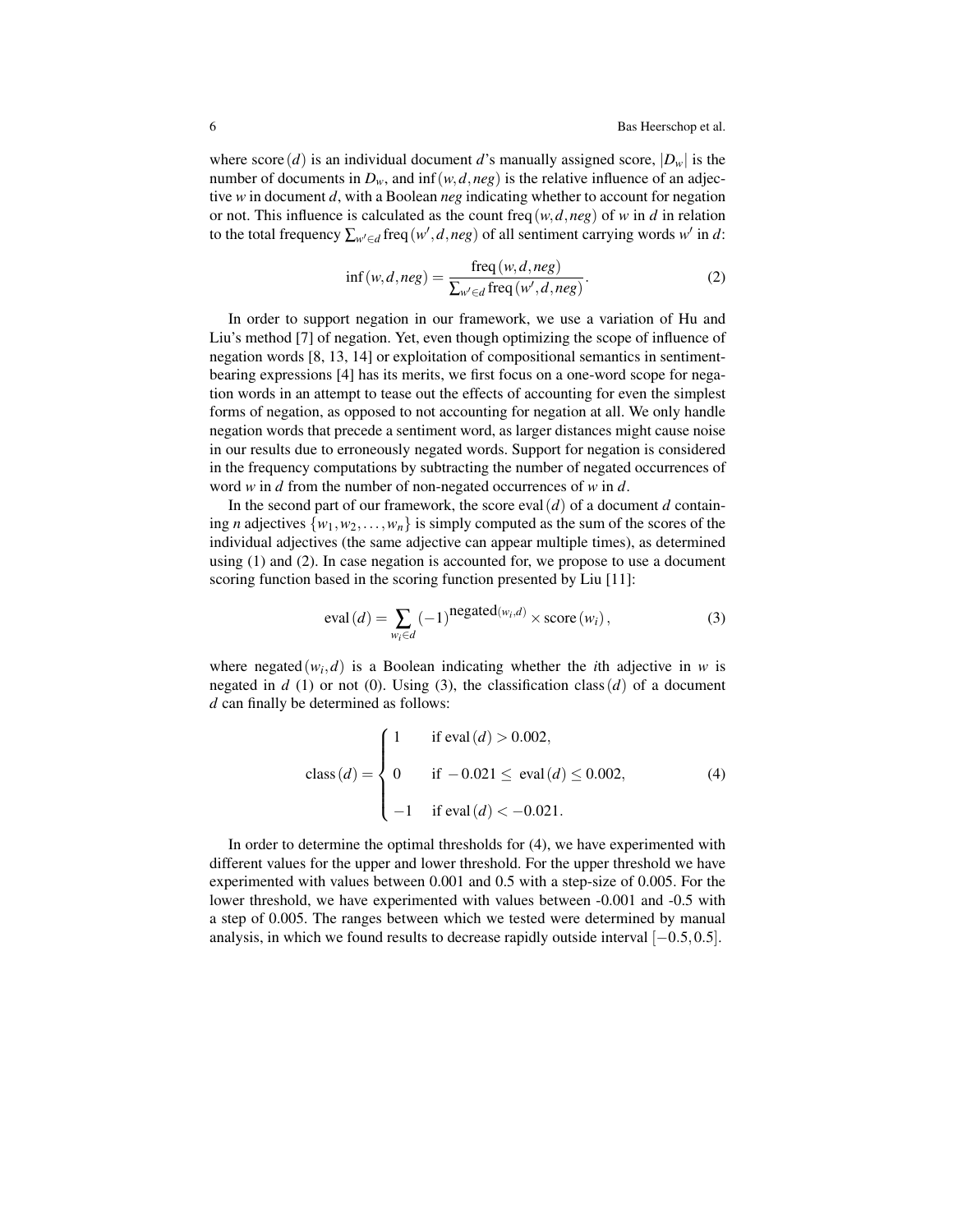where $\text{score}(d)$ is an individual document $d$'s manually assigned score, $|D_w|$ is the number of documents in $D_w$, and $\inf(w,d,neg)$ is the relative influence of an adjective $w$ in document $d$, with a Boolean *neg* indicating whether to account for negation or not. This influence is calculated as the count $\text{freq}(w,d,neg)$ of $w$ in $d$ in relation to the total frequency $\sum_{w' \in d} \text{freq}(w',d,neg)$ of all sentiment carrying words $w'$ in $d$:

$$\inf(w,d,neg) = \frac{\text{freq}(w,d,neg)}{\sum_{w' \in d} \text{freq}(w',d,neg)}. \tag{2}$$

In order to support negation in our framework, we use a variation of Hu and Liu's method [7] of negation. Yet, even though optimizing the scope of influence of negation words [8, 13, 14] or exploitation of compositional semantics in sentiment-bearing expressions [4] has its merits, we first focus on a one-word scope for negation words in an attempt to tease out the effects of accounting for even the simplest forms of negation, as opposed to not accounting for negation at all. We only handle negation words that precede a sentiment word, as larger distances might cause noise in our results due to erroneously negated words. Support for negation is considered in the frequency computations by subtracting the number of negated occurrences of word $w$ in $d$ from the number of non-negated occurrences of $w$ in $d$.

In the second part of our framework, the score $\text{eval}(d)$ of a document $d$ containing $n$ adjectives $\{w_1, w_2, \ldots, w_n\}$ is simply computed as the sum of the scores of the individual adjectives (the same adjective can appear multiple times), as determined using (1) and (2). In case negation is accounted for, we propose to use a document scoring function based in the scoring function presented by Liu [11]:

$$\text{eval}(d) = \sum_{w_i \in d} (-1)^{\text{negated}(w_i,d)} \times \text{score}(w_i), \tag{3}$$

where $\text{negated}(w_i,d)$ is a Boolean indicating whether the $i$th adjective in $w$ is negated in $d$ (1) or not (0). Using (3), the classification $\text{class}(d)$ of a document $d$ can finally be determined as follows:

$$\text{class}(d) = \begin{cases} 1 & \text{if } \text{eval}(d) > 0.002, \\ 0 & \text{if } -0.021 \leq \text{eval}(d) \leq 0.002, \\ -1 & \text{if } \text{eval}(d) < -0.021. \end{cases} \tag{4}$$

In order to determine the optimal thresholds for (4), we have experimented with different values for the upper and lower threshold. For the upper threshold we have experimented with values between 0.001 and 0.5 with a step-size of 0.005. For the lower threshold, we have experimented with values between -0.001 and -0.5 with a step of 0.005. The ranges between which we tested were determined by manual analysis, in which we found results to decrease rapidly outside interval $[-0.5, 0.5]$.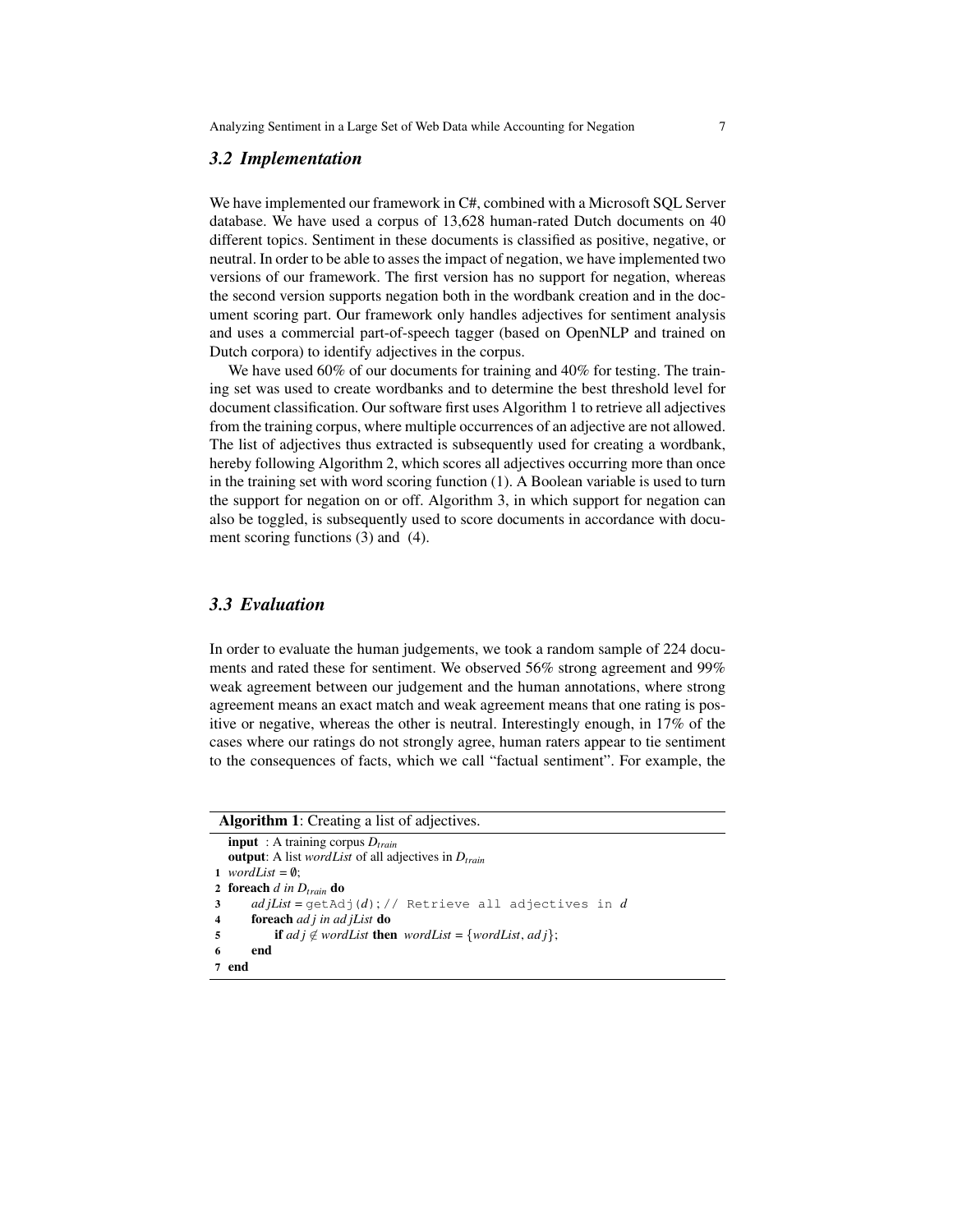## 3.2 Implementation

We have implemented our framework in C#, combined with a Microsoft SQL Server database. We have used a corpus of 13,628 human-rated Dutch documents on 40 different topics. Sentiment in these documents is classified as positive, negative, or neutral. In order to be able to asses the impact of negation, we have implemented two versions of our framework. The first version has no support for negation, whereas the second version supports negation both in the wordbank creation and in the document scoring part. Our framework only handles adjectives for sentiment analysis and uses a commercial part-of-speech tagger (based on OpenNLP and trained on Dutch corpora) to identify adjectives in the corpus.

We have used 60% of our documents for training and 40% for testing. The training set was used to create wordbanks and to determine the best threshold level for document classification. Our software first uses Algorithm 1 to retrieve all adjectives from the training corpus, where multiple occurrences of an adjective are not allowed. The list of adjectives thus extracted is subsequently used for creating a wordbank, hereby following Algorithm 2, which scores all adjectives occurring more than once in the training set with word scoring function (1). A Boolean variable is used to turn the support for negation on or off. Algorithm 3, in which support for negation can also be toggled, is subsequently used to score documents in accordance with document scoring functions (3) and (4).

## 3.3 Evaluation

In order to evaluate the human judgements, we took a random sample of 224 documents and rated these for sentiment. We observed 56% strong agreement and 99% weak agreement between our judgement and the human annotations, where strong agreement means an exact match and weak agreement means that one rating is positive or negative, whereas the other is neutral. Interestingly enough, in 17% of the cases where our ratings do not strongly agree, human raters appear to tie sentiment to the consequences of facts, which we call "factual sentiment". For example, the

**Algorithm 1**: Creating a list of adjectives.

**input** : A training corpus $D_{train}$
**output**: A list *wordList* of all adjectives in $D_{train}$

```
1 wordList = ∅;
2 foreach d in D_train do
3     adjList = getAdj(d); // Retrieve all adjectives in d
4     foreach adj in adjList do
5         if adj ∉ wordList then wordList = {wordList, adj};
6     end
7 end
```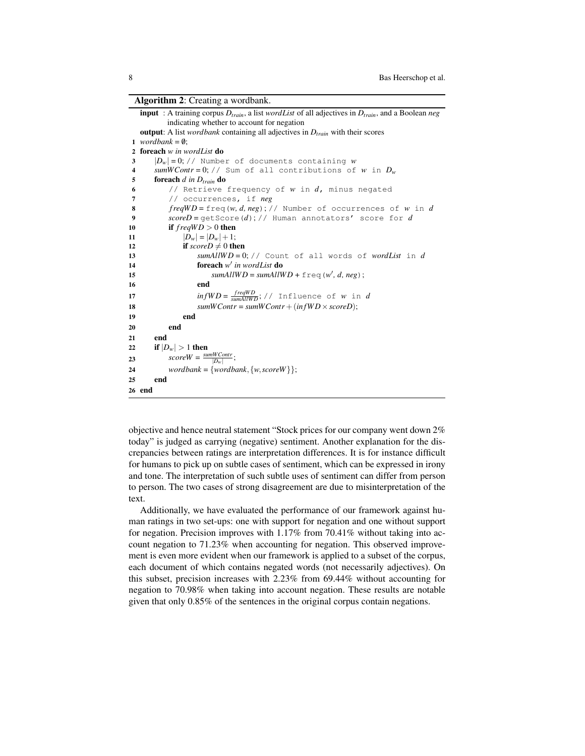**Algorithm 2**: Creating a wordbank.

**input** : A training corpus $D_{train}$, a list *wordList* of all adjectives in $D_{train}$, and a Boolean *neg* indicating whether to account for negation

**output**: A list *wordbank* containing all adjectives in $D_{train}$ with their scores

```
1  wordbank = ∅;
2  foreach w in wordList do
3      |D_w| = 0; // Number of documents containing w
4      sumWContr = 0; // Sum of all contributions of w in D_w
5      foreach d in D_train do
6          // Retrieve frequency of w in d, minus negated
7          // occurrences, if neg
8          freqWD = freq(w, d, neg); // Number of occurrences of w in d
9          scoreD = getScore(d); // Human annotators' score for d
10         if freqWD > 0 then
11             |D_w| = |D_w| + 1;
12             if scoreD ≠ 0 then
13                 sumAllWD = 0; // Count of all words of wordList in d
14                 foreach w' in wordList do
15                     sumAllWD = sumAllWD + freq(w', d, neg);
16                 end
17                 infWD = freqWD / sumAllWD; // Influence of w in d
18                 sumWContr = sumWContr + (infWD × scoreD);
19             end
20         end
21     end
22     if |D_w| > 1 then
23         scoreW = sumWContr / |D_w|;
24         wordbank = {wordbank, {w, scoreW}};
25     end
26 end
```

objective and hence neutral statement "Stock prices for our company went down 2% today" is judged as carrying (negative) sentiment. Another explanation for the discrepancies between ratings are interpretation differences. It is for instance difficult for humans to pick up on subtle cases of sentiment, which can be expressed in irony and tone. The interpretation of such subtle uses of sentiment can differ from person to person. The two cases of strong disagreement are due to misinterpretation of the text.

Additionally, we have evaluated the performance of our framework against human ratings in two set-ups: one with support for negation and one without support for negation. Precision improves with 1.17% from 70.41% without taking into account negation to 71.23% when accounting for negation. This observed improvement is even more evident when our framework is applied to a subset of the corpus, each document of which contains negated words (not necessarily adjectives). On this subset, precision increases with 2.23% from 69.44% without accounting for negation to 70.98% when taking into account negation. These results are notable given that only 0.85% of the sentences in the original corpus contain negations.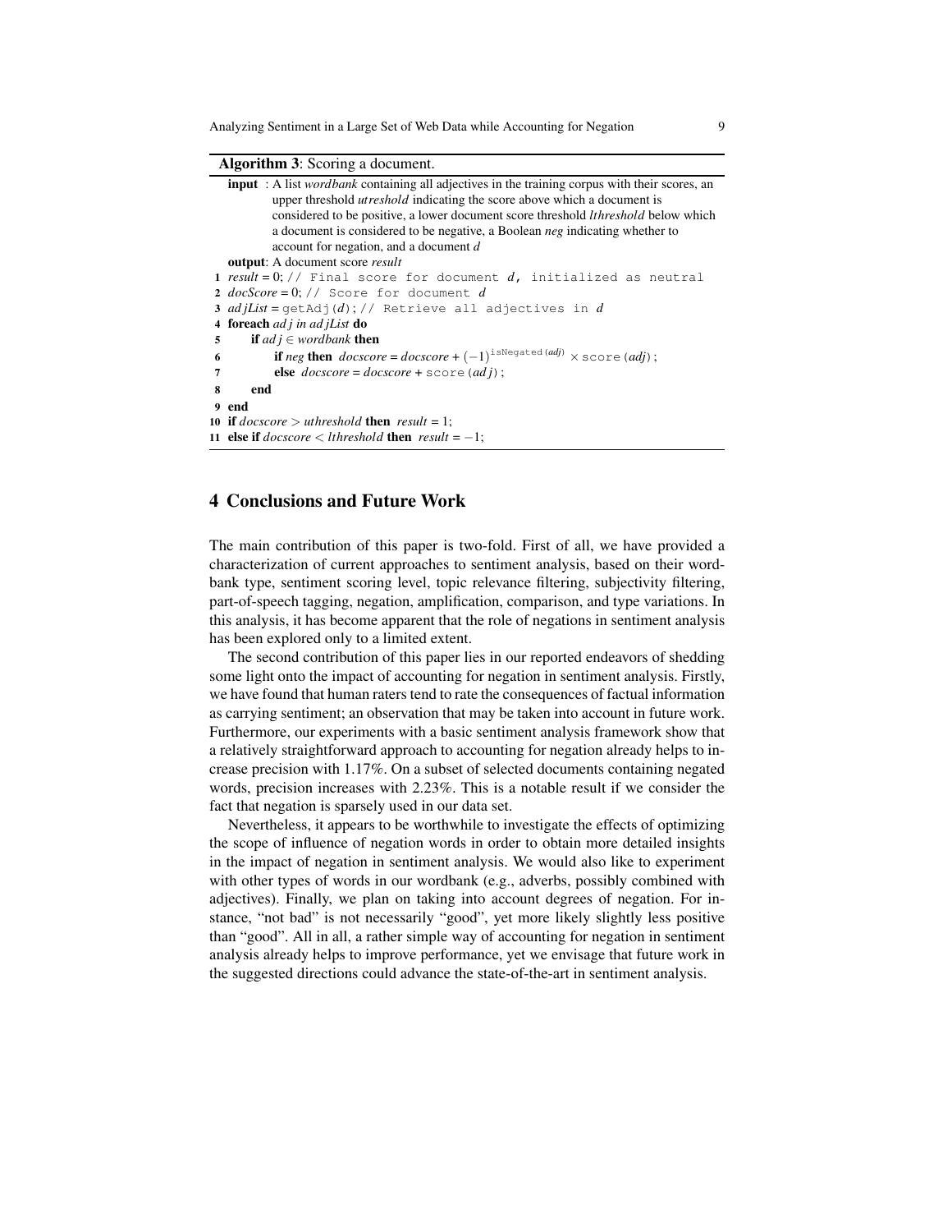**Algorithm 3**: Scoring a document.

```
input : A list wordbank containing all adjectives in the training corpus with their scores, an
        upper threshold utreshold indicating the score above which a document is
        considered to be positive, a lower document score threshold lthreshold below which
        a document is considered to be negative, a Boolean neg indicating whether to
        account for negation, and a document d
output: A document score result
1  result = 0; // Final score for document d, initialized as neutral
2  docScore = 0; // Score for document d
3  adjList = getAdj(d); // Retrieve all adjectives in d
4  foreach adj in adjList do
5      if adj ∈ wordbank then
6          if neg then docscore = docscore + (−1)^isNegated(adj) × score(adj);
7          else docscore = docscore + score(adj);
8      end
9  end
10 if docscore > uthreshold then result = 1;
11 else if docscore < lthreshold then result = −1;
```

## 4 Conclusions and Future Work

The main contribution of this paper is two-fold. First of all, we have provided a characterization of current approaches to sentiment analysis, based on their wordbank type, sentiment scoring level, topic relevance filtering, subjectivity filtering, part-of-speech tagging, negation, amplification, comparison, and type variations. In this analysis, it has become apparent that the role of negations in sentiment analysis has been explored only to a limited extent.

The second contribution of this paper lies in our reported endeavors of shedding some light onto the impact of accounting for negation in sentiment analysis. Firstly, we have found that human raters tend to rate the consequences of factual information as carrying sentiment; an observation that may be taken into account in future work. Furthermore, our experiments with a basic sentiment analysis framework show that a relatively straightforward approach to accounting for negation already helps to increase precision with 1.17%. On a subset of selected documents containing negated words, precision increases with 2.23%. This is a notable result if we consider the fact that negation is sparsely used in our data set.

Nevertheless, it appears to be worthwhile to investigate the effects of optimizing the scope of influence of negation words in order to obtain more detailed insights in the impact of negation in sentiment analysis. We would also like to experiment with other types of words in our wordbank (e.g., adverbs, possibly combined with adjectives). Finally, we plan on taking into account degrees of negation. For instance, "not bad" is not necessarily "good", yet more likely slightly less positive than "good". All in all, a rather simple way of accounting for negation in sentiment analysis already helps to improve performance, yet we envisage that future work in the suggested directions could advance the state-of-the-art in sentiment analysis.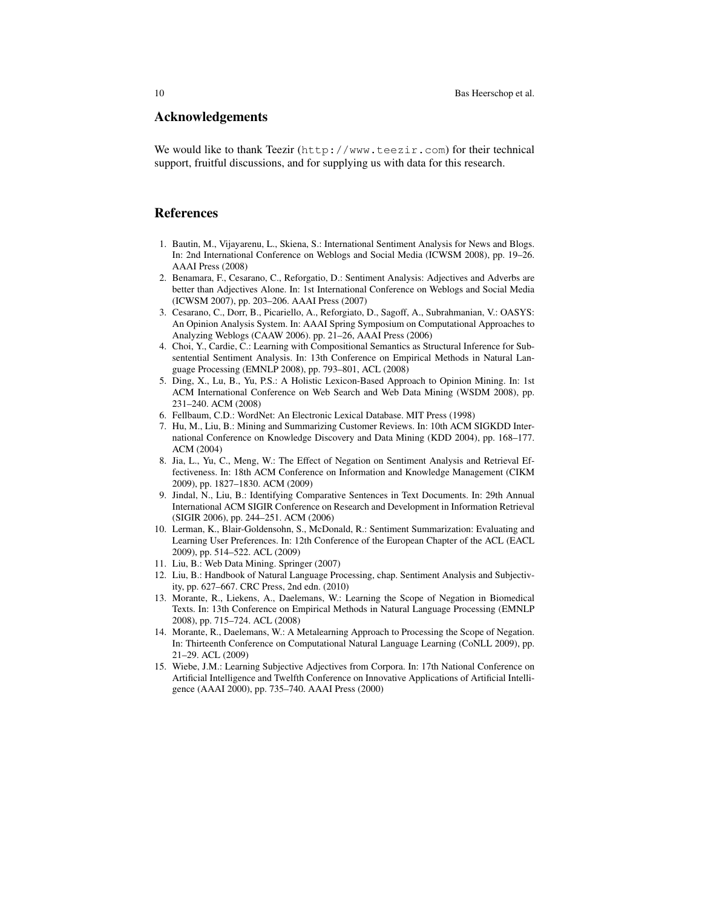## Acknowledgements

We would like to thank Teezir (http://www.teezir.com) for their technical support, fruitful discussions, and for supplying us with data for this research.

## References

1. Bautin, M., Vijayarenu, L., Skiena, S.: International Sentiment Analysis for News and Blogs. In: 2nd International Conference on Weblogs and Social Media (ICWSM 2008), pp. 19–26. AAAI Press (2008)
2. Benamara, F., Cesarano, C., Reforgatio, D.: Sentiment Analysis: Adjectives and Adverbs are better than Adjectives Alone. In: 1st International Conference on Weblogs and Social Media (ICWSM 2007), pp. 203–206. AAAI Press (2007)
3. Cesarano, C., Dorr, B., Picariello, A., Reforgiato, D., Sagoff, A., Subrahmanian, V.: OASYS: An Opinion Analysis System. In: AAAI Spring Symposium on Computational Approaches to Analyzing Weblogs (CAAW 2006). pp. 21–26, AAAI Press (2006)
4. Choi, Y., Cardie, C.: Learning with Compositional Semantics as Structural Inference for Subsentential Sentiment Analysis. In: 13th Conference on Empirical Methods in Natural Language Processing (EMNLP 2008), pp. 793–801, ACL (2008)
5. Ding, X., Lu, B., Yu, P.S.: A Holistic Lexicon-Based Approach to Opinion Mining. In: 1st ACM International Conference on Web Search and Web Data Mining (WSDM 2008), pp. 231–240. ACM (2008)
6. Fellbaum, C.D.: WordNet: An Electronic Lexical Database. MIT Press (1998)
7. Hu, M., Liu, B.: Mining and Summarizing Customer Reviews. In: 10th ACM SIGKDD International Conference on Knowledge Discovery and Data Mining (KDD 2004), pp. 168–177. ACM (2004)
8. Jia, L., Yu, C., Meng, W.: The Effect of Negation on Sentiment Analysis and Retrieval Effectiveness. In: 18th ACM Conference on Information and Knowledge Management (CIKM 2009), pp. 1827–1830. ACM (2009)
9. Jindal, N., Liu, B.: Identifying Comparative Sentences in Text Documents. In: 29th Annual International ACM SIGIR Conference on Research and Development in Information Retrieval (SIGIR 2006), pp. 244–251. ACM (2006)
10. Lerman, K., Blair-Goldensohn, S., McDonald, R.: Sentiment Summarization: Evaluating and Learning User Preferences. In: 12th Conference of the European Chapter of the ACL (EACL 2009), pp. 514–522. ACL (2009)
11. Liu, B.: Web Data Mining. Springer (2007)
12. Liu, B.: Handbook of Natural Language Processing, chap. Sentiment Analysis and Subjectivity, pp. 627–667. CRC Press, 2nd edn. (2010)
13. Morante, R., Liekens, A., Daelemans, W.: Learning the Scope of Negation in Biomedical Texts. In: 13th Conference on Empirical Methods in Natural Language Processing (EMNLP 2008), pp. 715–724. ACL (2008)
14. Morante, R., Daelemans, W.: A Metalearning Approach to Processing the Scope of Negation. In: Thirteenth Conference on Computational Natural Language Learning (CoNLL 2009), pp. 21–29. ACL (2009)
15. Wiebe, J.M.: Learning Subjective Adjectives from Corpora. In: 17th National Conference on Artificial Intelligence and Twelfth Conference on Innovative Applications of Artificial Intelligence (AAAI 2000), pp. 735–740. AAAI Press (2000)